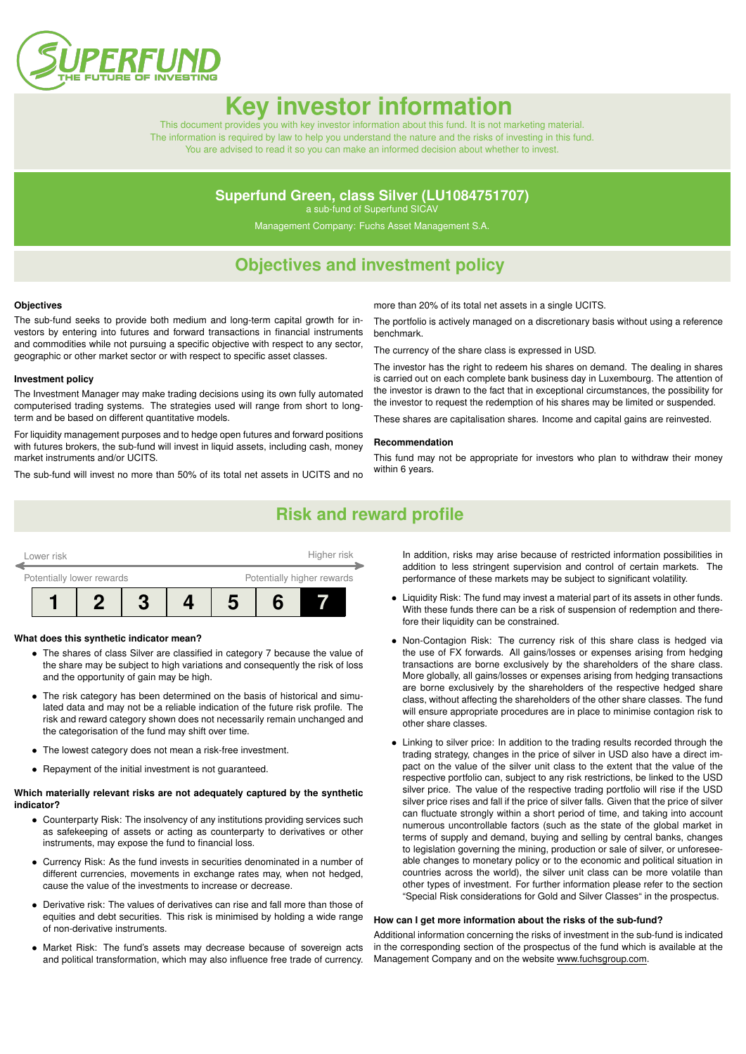SUPERFUND
THE FUTURE OF INVESTING

# Key investor information

This document provides you with key investor information about this fund. It is not marketing material.
The information is required by law to help you understand the nature and the risks of investing in this fund.
You are advised to read it so you can make an informed decision about whether to invest.

## Superfund Green, class Silver (LU1084751707)

a sub-fund of Superfund SICAV

Management Company: Fuchs Asset Management S.A.

## Objectives and investment policy

**Objectives**

The sub-fund seeks to provide both medium and long-term capital growth for investors by entering into futures and forward transactions in financial instruments and commodities while not pursuing a specific objective with respect to any sector, geographic or other market sector or with respect to specific asset classes.

**Investment policy**

The Investment Manager may make trading decisions using its own fully automated computerised trading systems. The strategies used will range from short to long-term and be based on different quantitative models.

For liquidity management purposes and to hedge open futures and forward positions with futures brokers, the sub-fund will invest in liquid assets, including cash, money market instruments and/or UCITS.

The sub-fund will invest no more than 50% of its total net assets in UCITS and no more than 20% of its total net assets in a single UCITS.

The portfolio is actively managed on a discretionary basis without using a reference benchmark.

The currency of the share class is expressed in USD.

The investor has the right to redeem his shares on demand. The dealing in shares is carried out on each complete bank business day in Luxembourg. The attention of the investor is drawn to the fact that in exceptional circumstances, the possibility for the investor to request the redemption of his shares may be limited or suspended.

These shares are capitalisation shares. Income and capital gains are reinvested.

**Recommendation**

This fund may not be appropriate for investors who plan to withdraw their money within 6 years.

## Risk and reward profile

Lower risk — Higher risk

Potentially lower rewards — Potentially higher rewards

| 1 | 2 | 3 | 4 | 5 | 6 | **7** |
|---|---|---|---|---|---|---|

**What does this synthetic indicator mean?**

- The shares of class Silver are classified in category 7 because the value of the share may be subject to high variations and consequently the risk of loss and the opportunity of gain may be high.
- The risk category has been determined on the basis of historical and simulated data and may not be a reliable indication of the future risk profile. The risk and reward category shown does not necessarily remain unchanged and the categorisation of the fund may shift over time.
- The lowest category does not mean a risk-free investment.
- Repayment of the initial investment is not guaranteed.

**Which materially relevant risks are not adequately captured by the synthetic indicator?**

- Counterparty Risk: The insolvency of any institutions providing services such as safekeeping of assets or acting as counterparty to derivatives or other instruments, may expose the fund to financial loss.
- Currency Risk: As the fund invests in securities denominated in a number of different currencies, movements in exchange rates may, when not hedged, cause the value of the investments to increase or decrease.
- Derivative risk: The values of derivatives can rise and fall more than those of equities and debt securities. This risk is minimised by holding a wide range of non-derivative instruments.
- Market Risk: The fund's assets may decrease because of sovereign acts and political transformation, which may also influence free trade of currency. In addition, risks may arise because of restricted information possibilities in addition to less stringent supervision and control of certain markets. The performance of these markets may be subject to significant volatility.
- Liquidity Risk: The fund may invest a material part of its assets in other funds. With these funds there can be a risk of suspension of redemption and therefore their liquidity can be constrained.
- Non-Contagion Risk: The currency risk of this share class is hedged via the use of FX forwards. All gains/losses or expenses arising from hedging transactions are borne exclusively by the shareholders of the share class. More globally, all gains/losses or expenses arising from hedging transactions are borne exclusively by the shareholders of the respective hedged share class, without affecting the shareholders of the other share classes. The fund will ensure appropriate procedures are in place to minimise contagion risk to other share classes.
- Linking to silver price: In addition to the trading results recorded through the trading strategy, changes in the price of silver in USD also have a direct impact on the value of the silver unit class to the extent that the value of the respective portfolio can, subject to any risk restrictions, be linked to the USD silver price. The value of the respective trading portfolio will rise if the USD silver price rises and fall if the price of silver falls. Given that the price of silver can fluctuate strongly within a short period of time, and taking into account numerous uncontrollable factors (such as the state of the global market in terms of supply and demand, buying and selling by central banks, changes to legislation governing the mining, production or sale of silver, or unforeseeable changes to monetary policy or to the economic and political situation in countries across the world), the silver unit class can be more volatile than other types of investment. For further information please refer to the section "Special Risk considerations for Gold and Silver Classes" in the prospectus.

**How can I get more information about the risks of the sub-fund?**

Additional information concerning the risks of investment in the sub-fund is indicated in the corresponding section of the prospectus of the fund which is available at the Management Company and on the website www.fuchsgroup.com.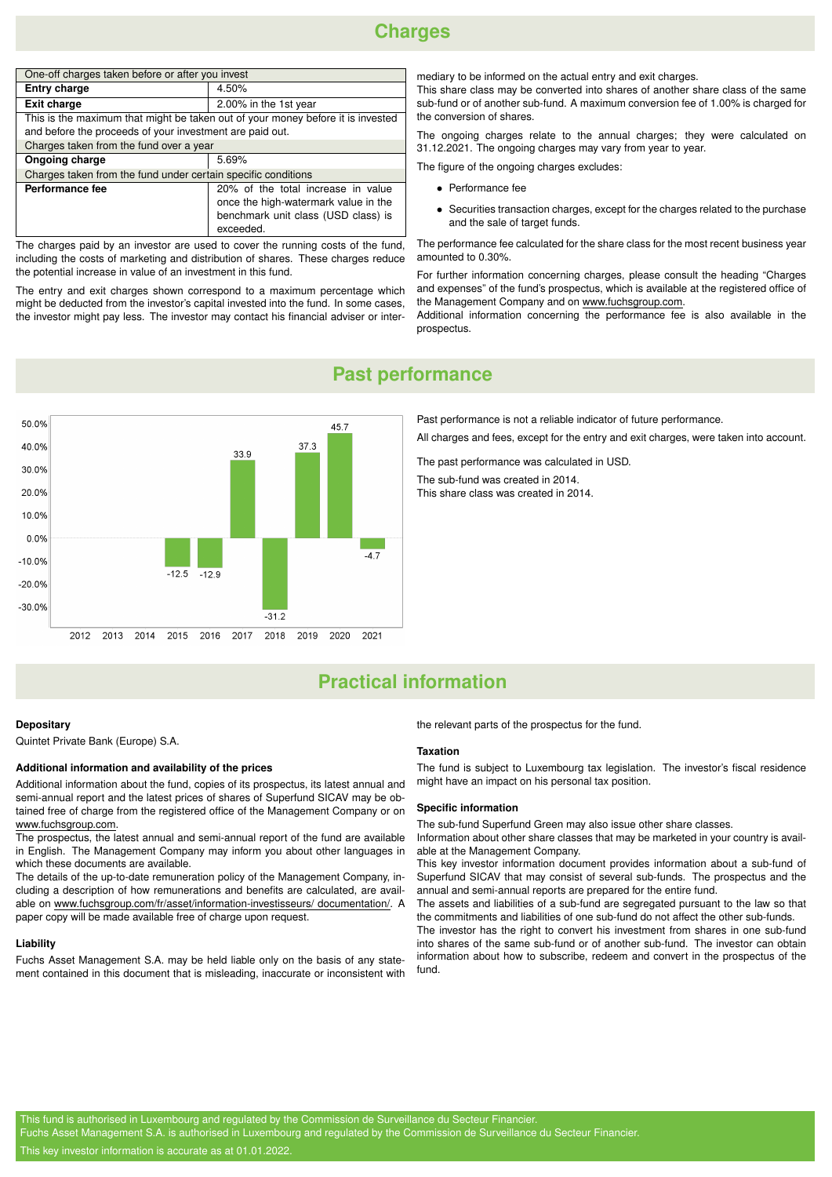## Charges

| | |
|---|---|
| One-off charges taken before or after you invest | |
| **Entry charge** | 4.50% |
| **Exit charge** | 2.00% in the 1st year |
| This is the maximum that might be taken out of your money before it is invested and before the proceeds of your investment are paid out. | |
| Charges taken from the fund over a year | |
| **Ongoing charge** | 5.69% |
| Charges taken from the fund under certain specific conditions | |
| **Performance fee** | 20% of the total increase in value once the high-watermark value in the benchmark unit class (USD class) is exceeded. |

The charges paid by an investor are used to cover the running costs of the fund, including the costs of marketing and distribution of shares. These charges reduce the potential increase in value of an investment in this fund.

The entry and exit charges shown correspond to a maximum percentage which might be deducted from the investor's capital invested into the fund. In some cases, the investor might pay less. The investor may contact his financial adviser or intermediary to be informed on the actual entry and exit charges.

This share class may be converted into shares of another share class of the same sub-fund or of another sub-fund. A maximum conversion fee of 1.00% is charged for the conversion of shares.

The ongoing charges relate to the annual charges; they were calculated on 31.12.2021. The ongoing charges may vary from year to year.

The figure of the ongoing charges excludes:

- Performance fee
- Securities transaction charges, except for the charges related to the purchase and the sale of target funds.

The performance fee calculated for the share class for the most recent business year amounted to 0.30%.

For further information concerning charges, please consult the heading "Charges and expenses" of the fund's prospectus, which is available at the registered office of the Management Company and on www.fuchsgroup.com.

Additional information concerning the performance fee is also available in the prospectus.

## Past performance

50.0%
40.0%
30.0%
20.0%
10.0%
0.0%
-10.0%
-20.0%
-30.0%

-12.5
-12.9
33.9
-31.2
37.3
45.7
-4.7

2012 2013 2014 2015 2016 2017 2018 2019 2020 2021

Past performance is not a reliable indicator of future performance.

All charges and fees, except for the entry and exit charges, were taken into account.

The past performance was calculated in USD.

The sub-fund was created in 2014.
This share class was created in 2014.

## Practical information

**Depositary**

Quintet Private Bank (Europe) S.A.

**Additional information and availability of the prices**

Additional information about the fund, copies of its prospectus, its latest annual and semi-annual report and the latest prices of shares of Superfund SICAV may be obtained free of charge from the registered office of the Management Company or on www.fuchsgroup.com.

The prospectus, the latest annual and semi-annual report of the fund are available in English. The Management Company may inform you about other languages in which these documents are available.

The details of the up-to-date remuneration policy of the Management Company, including a description of how remunerations and benefits are calculated, are available on www.fuchsgroup.com/fr/asset/information-investisseurs/ documentation/. A paper copy will be made available free of charge upon request.

**Liability**

Fuchs Asset Management S.A. may be held liable only on the basis of any statement contained in this document that is misleading, inaccurate or inconsistent with the relevant parts of the prospectus for the fund.

**Taxation**

The fund is subject to Luxembourg tax legislation. The investor's fiscal residence might have an impact on his personal tax position.

**Specific information**

The sub-fund Superfund Green may also issue other share classes.

Information about other share classes that may be marketed in your country is available at the Management Company.

This key investor information document provides information about a sub-fund of Superfund SICAV that may consist of several sub-funds. The prospectus and the annual and semi-annual reports are prepared for the entire fund.

The assets and liabilities of a sub-fund are segregated pursuant to the law so that the commitments and liabilities of one sub-fund do not affect the other sub-funds.

The investor has the right to convert his investment from shares in one sub-fund into shares of the same sub-fund or of another sub-fund. The investor can obtain information about how to subscribe, redeem and convert in the prospectus of the fund.

This fund is authorised in Luxembourg and regulated by the Commission de Surveillance du Secteur Financier.
Fuchs Asset Management S.A. is authorised in Luxembourg and regulated by the Commission de Surveillance du Secteur Financier.

This key investor information is accurate as at 01.01.2022.